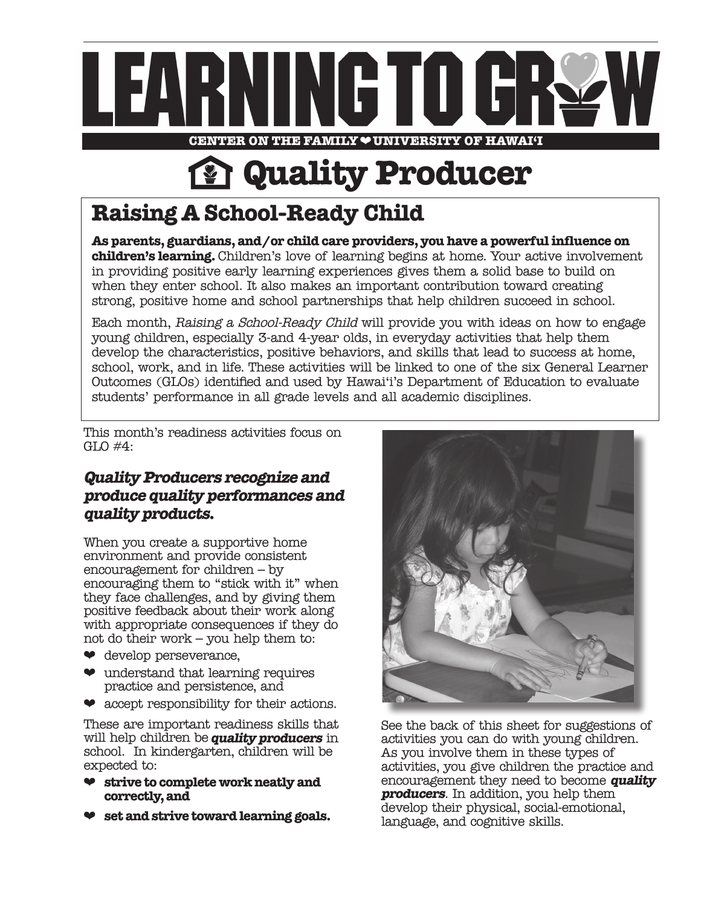# LEARNING TO GROW

**CENTER ON THE FAMILY ❤ UNIVERSITY OF HAWAI'I**

# Quality Producer

## Raising A School-Ready Child

**As parents, guardians, and/or child care providers, you have a powerful influence on children's learning.** Children's love of learning begins at home. Your active involvement in providing positive early learning experiences gives them a solid base to build on when they enter school. It also makes an important contribution toward creating strong, positive home and school partnerships that help children succeed in school.

Each month, *Raising a School-Ready Child* will provide you with ideas on how to engage young children, especially 3-and 4-year olds, in everyday activities that help them develop the characteristics, positive behaviors, and skills that lead to success at home, school, work, and in life. These activities will be linked to one of the six General Learner Outcomes (GLOs) identified and used by Hawai'i's Department of Education to evaluate students' performance in all grade levels and all academic disciplines.

This month's readiness activities focus on GLO #4:

### *Quality Producers recognize and produce quality performances and quality products.*

When you create a supportive home environment and provide consistent encouragement for children – by encouraging them to "stick with it" when they face challenges, and by giving them positive feedback about their work along with appropriate consequences if they do not do their work – you help them to:

- develop perseverance,
- understand that learning requires practice and persistence, and
- accept responsibility for their actions.

These are important readiness skills that will help children be ***quality producers*** in school. In kindergarten, children will be expected to:

- **strive to complete work neatly and correctly, and**
- **set and strive toward learning goals.**

See the back of this sheet for suggestions of activities you can do with young children. As you involve them in these types of activities, you give children the practice and encouragement they need to become ***quality producers***. In addition, you help them develop their physical, social-emotional, language, and cognitive skills.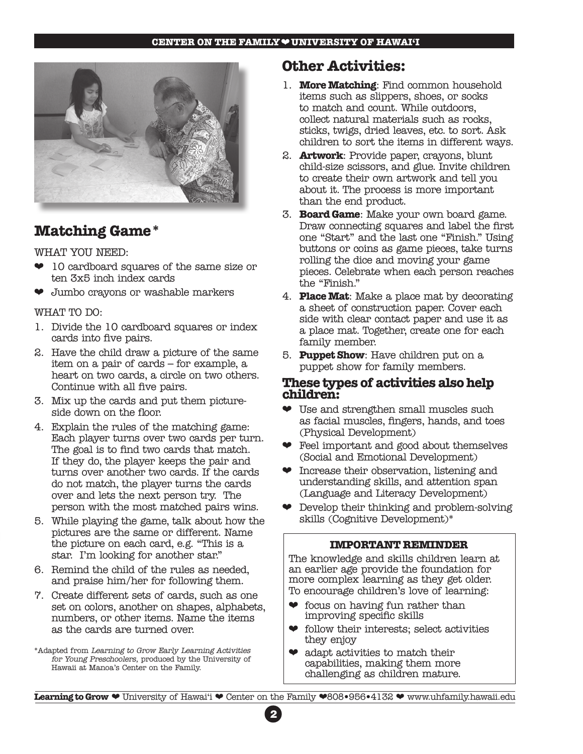## Matching Game*

WHAT YOU NEED:

- 10 cardboard squares of the same size or ten 3x5 inch index cards
- Jumbo crayons or washable markers

WHAT TO DO:

1. Divide the 10 cardboard squares or index cards into five pairs.
2. Have the child draw a picture of the same item on a pair of cards – for example, a heart on two cards, a circle on two others. Continue with all five pairs.
3. Mix up the cards and put them picture-side down on the floor.
4. Explain the rules of the matching game: Each player turns over two cards per turn. The goal is to find two cards that match. If they do, the player keeps the pair and turns over another two cards. If the cards do not match, the player turns the cards over and lets the next person try. The person with the most matched pairs wins.
5. While playing the game, talk about how the pictures are the same or different. Name the picture on each card, e.g. "This is a star. I'm looking for another star."
6. Remind the child of the rules as needed, and praise him/her for following them.
7. Create different sets of cards, such as one set on colors, another on shapes, alphabets, numbers, or other items. Name the items as the cards are turned over.

*Adapted from *Learning to Grow Early Learning Activities for Young Preschoolers*, produced by the University of Hawaii at Manoa's Center on the Family.

## Other Activities:

1. **More Matching**: Find common household items such as slippers, shoes, or socks to match and count. While outdoors, collect natural materials such as rocks, sticks, twigs, dried leaves, etc. to sort. Ask children to sort the items in different ways.
2. **Artwork**: Provide paper, crayons, blunt child-size scissors, and glue. Invite children to create their own artwork and tell you about it. The process is more important than the end product.
3. **Board Game**: Make your own board game. Draw connecting squares and label the first one "Start" and the last one "Finish." Using buttons or coins as game pieces, take turns rolling the dice and moving your game pieces. Celebrate when each person reaches the "Finish."
4. **Place Mat**: Make a place mat by decorating a sheet of construction paper. Cover each side with clear contact paper and use it as a place mat. Together, create one for each family member.
5. **Puppet Show**: Have children put on a puppet show for family members.

### These types of activities also help children:

- Use and strengthen small muscles such as facial muscles, fingers, hands, and toes (Physical Development)
- Feel important and good about themselves (Social and Emotional Development)
- Increase their observation, listening and understanding skills, and attention span (Language and Literacy Development)
- Develop their thinking and problem-solving skills (Cognitive Development)*

**IMPORTANT REMINDER**

The knowledge and skills children learn at an earlier age provide the foundation for more complex learning as they get older. To encourage children's love of learning:

- focus on having fun rather than improving specific skills
- follow their interests; select activities they enjoy
- adapt activities to match their capabilities, making them more challenging as children mature.